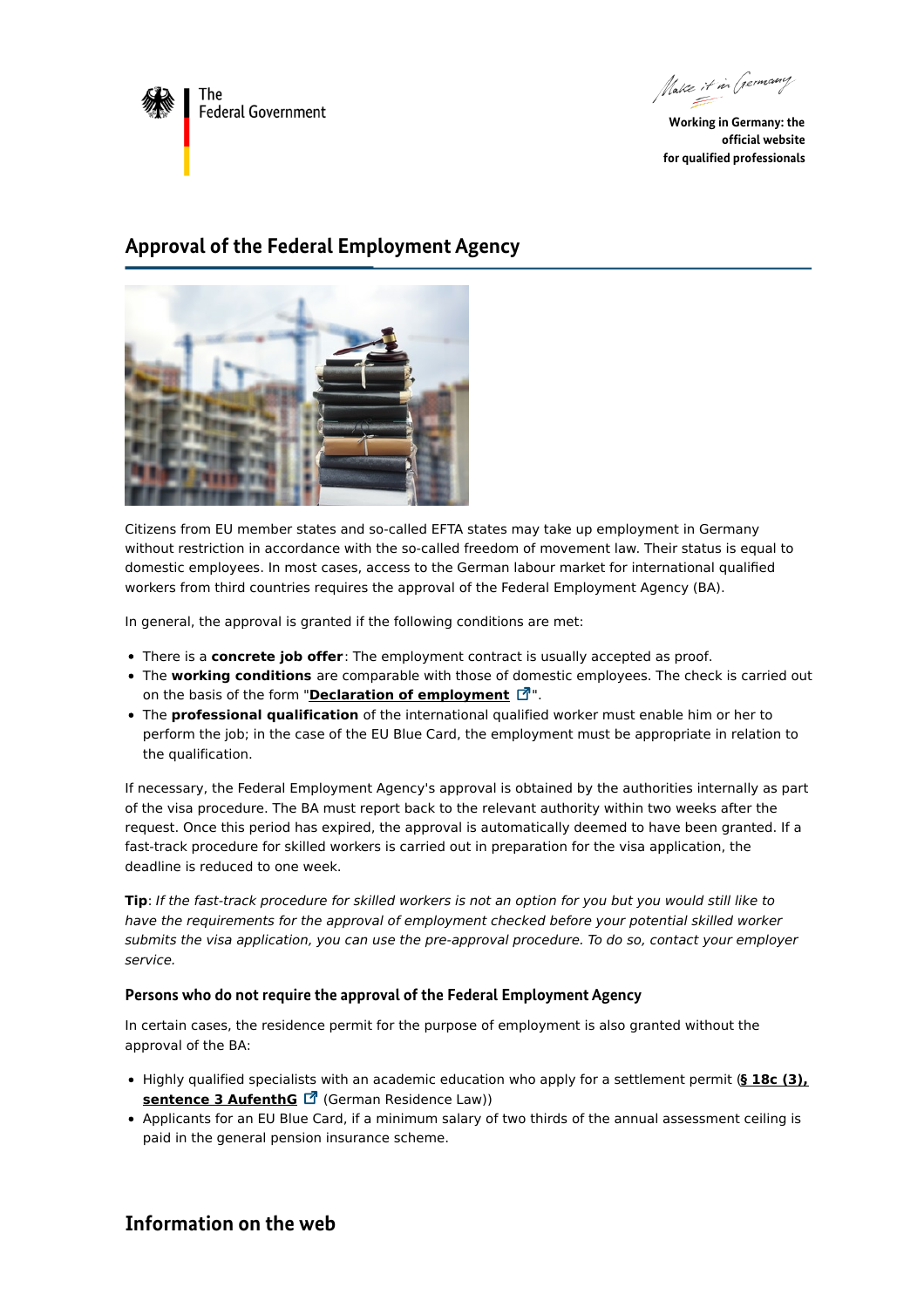The Federal Government

Working in Germany: the official website for qualified professionals

# Approval of the Federal Employment Agency

Citizens from EU member states and so-called EFTA states may take up employment in Germany without restriction in accordance with the so-called freedom of movement law. Their status is equal to domestic employees. In most cases, access to the German labour market for international qualified workers from third countries requires the approval of the Federal Employment Agency (BA).

In general, the approval is granted if the following conditions are met:

- There is a **concrete job offer**: The employment contract is usually accepted as proof.
- The **working conditions** are comparable with those of domestic employees. The check is carried out on the basis of the form "**Declaration of employment**".
- The **professional qualification** of the international qualified worker must enable him or her to perform the job; in the case of the EU Blue Card, the employment must be appropriate in relation to the qualification.

If necessary, the Federal Employment Agency's approval is obtained by the authorities internally as part of the visa procedure. The BA must report back to the relevant authority within two weeks after the request. Once this period has expired, the approval is automatically deemed to have been granted. If a fast-track procedure for skilled workers is carried out in preparation for the visa application, the deadline is reduced to one week.

**Tip**: *If the fast-track procedure for skilled workers is not an option for you but you would still like to have the requirements for the approval of employment checked before your potential skilled worker submits the visa application, you can use the pre-approval procedure. To do so, contact your employer service.*

### Persons who do not require the approval of the Federal Employment Agency

In certain cases, the residence permit for the purpose of employment is also granted without the approval of the BA:

- Highly qualified specialists with an academic education who apply for a settlement permit (**§ 18c (3), sentence 3 AufenthG** (German Residence Law))
- Applicants for an EU Blue Card, if a minimum salary of two thirds of the annual assessment ceiling is paid in the general pension insurance scheme.

## Information on the web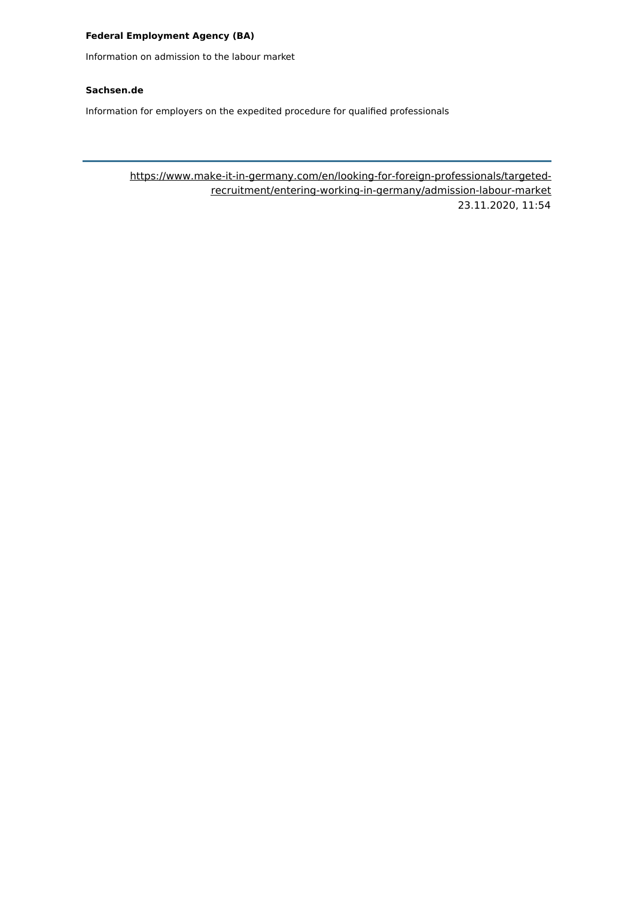**Federal Employment Agency (BA)**

Information on admission to the labour market

**Sachsen.de**

Information for employers on the expedited procedure for qualified professionals

---

https://www.make-it-in-germany.com/en/looking-for-foreign-professionals/targeted-recruitment/entering-working-in-germany/admission-labour-market
23.11.2020, 11:54